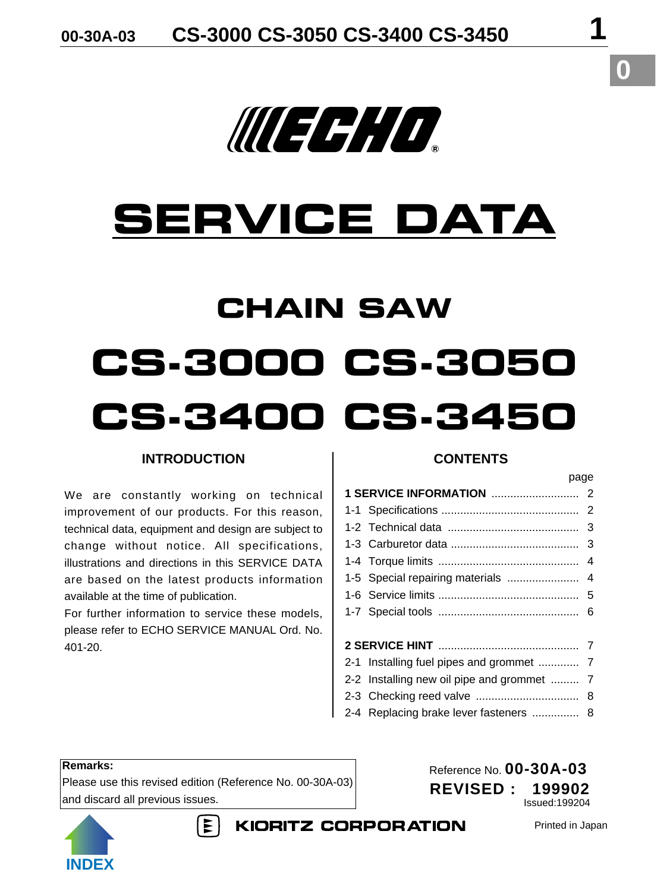# SERVICE DATA

## CHAIN SAW

# CS-3000 CS-3050
# CS-3400 CS-3450

### INTRODUCTION

We are constantly working on technical improvement of our products. For this reason, technical data, equipment and design are subject to change without notice. All specifications, illustrations and directions in this SERVICE DATA are based on the latest products information available at the time of publication.
For further information to service these models, please refer to ECHO SERVICE MANUAL Ord. No. 401-20.

### CONTENTS

| | page |
|---|---|
| **1 SERVICE INFORMATION** | 2 |
| 1-1 Specifications | 2 |
| 1-2 Technical data | 3 |
| 1-3 Carburetor data | 3 |
| 1-4 Torque limits | 4 |
| 1-5 Special repairing materials | 4 |
| 1-6 Service limits | 5 |
| 1-7 Special tools | 6 |
| **2 SERVICE HINT** | 7 |
| 2-1 Installing fuel pipes and grommet | 7 |
| 2-2 Installing new oil pipe and grommet | 7 |
| 2-3 Checking reed valve | 8 |
| 2-4 Replacing brake lever fasteners | 8 |

**Remarks:**
Please use this revised edition (Reference No. 00-30A-03) and discard all previous issues.

Reference No. **00-30A-03**
**REVISED : 199902**
Issued:199204

KIORITZ CORPORATION

Printed in Japan

INDEX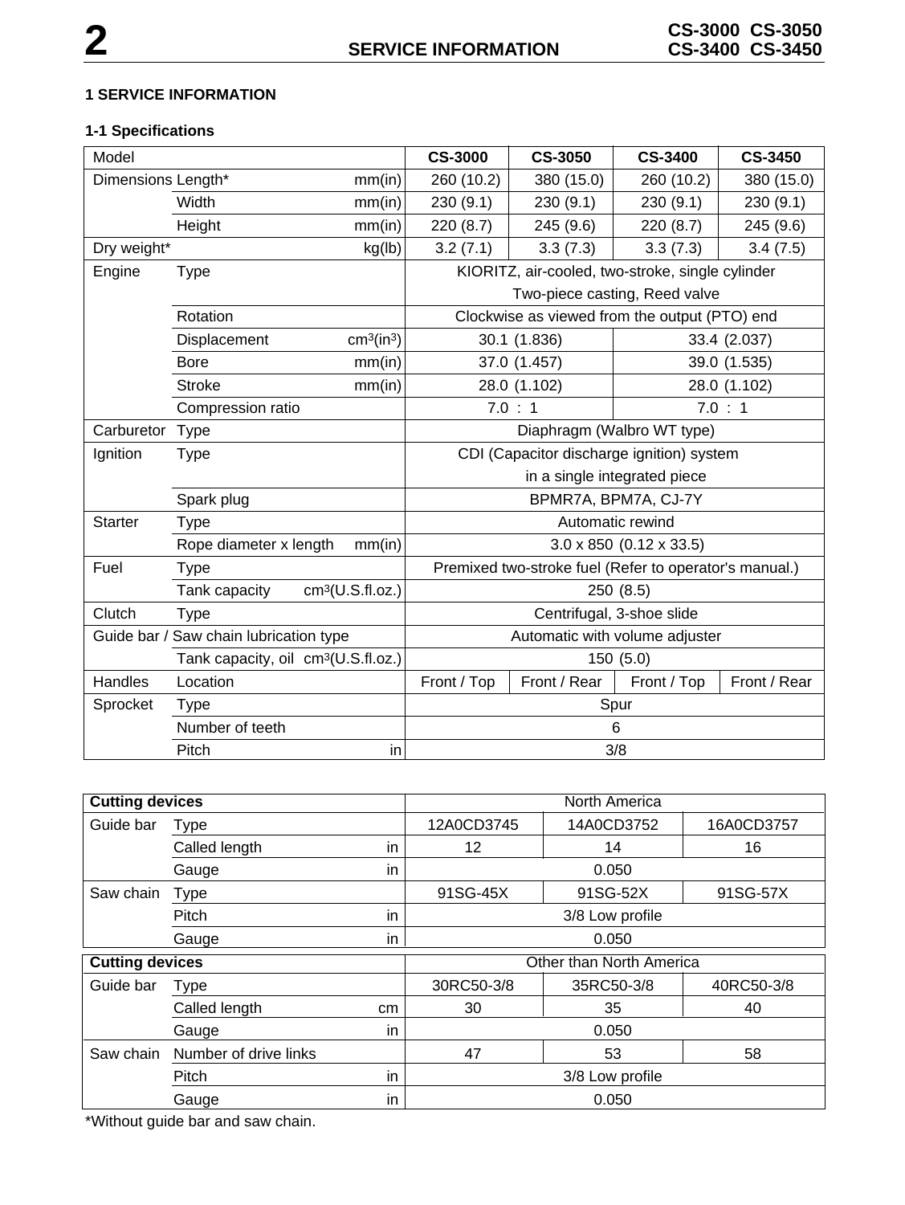# 1 SERVICE INFORMATION

## 1-1 Specifications

| Model | | | CS-3000 | CS-3050 | CS-3400 | CS-3450 |
|---|---|---|---|---|---|---|
| Dimensions | Length* | mm(in) | 260 (10.2) | 380 (15.0) | 260 (10.2) | 380 (15.0) |
| | Width | mm(in) | 230 (9.1) | 230 (9.1) | 230 (9.1) | 230 (9.1) |
| | Height | mm(in) | 220 (8.7) | 245 (9.6) | 220 (8.7) | 245 (9.6) |
| Dry weight* | | kg(lb) | 3.2 (7.1) | 3.3 (7.3) | 3.3 (7.3) | 3.4 (7.5) |
| Engine | Type | | KIORITZ, air-cooled, two-stroke, single cylinder Two-piece casting, Reed valve | | | |
| | Rotation | | Clockwise as viewed from the output (PTO) end | | | |
| | Displacement | $cm^3(in^3)$ | 30.1 (1.836) | | 33.4 (2.037) | |
| | Bore | mm(in) | 37.0 (1.457) | | 39.0 (1.535) | |
| | Stroke | mm(in) | 28.0 (1.102) | | 28.0 (1.102) | |
| | Compression ratio | | 7.0 : 1 | | 7.0 : 1 | |
| Carburetor | Type | | Diaphragm (Walbro WT type) | | | |
| Ignition | Type | | CDI (Capacitor discharge ignition) system in a single integrated piece | | | |
| | Spark plug | | BPMR7A, BPM7A, CJ-7Y | | | |
| Starter | Type | | Automatic rewind | | | |
| | Rope diameter x length | mm(in) | 3.0 x 850 (0.12 x 33.5) | | | |
| Fuel | Type | | Premixed two-stroke fuel (Refer to operator's manual.) | | | |
| | Tank capacity | $cm^3$(U.S.fl.oz.) | 250 (8.5) | | | |
| Clutch | Type | | Centrifugal, 3-shoe slide | | | |
| Guide bar / Saw chain lubrication type | | | Automatic with volume adjuster | | | |
| | Tank capacity, oil | $cm^3$(U.S.fl.oz.) | 150 (5.0) | | | |
| Handles | Location | | Front / Top | Front / Rear | Front / Top | Front / Rear |
| Sprocket | Type | | Spur | | | |
| | Number of teeth | | 6 | | | |
| | Pitch | in | 3/8 | | | |

| **Cutting devices** | | | North America | | |
|---|---|---|---|---|---|
| Guide bar | Type | | 12A0CD3745 | 14A0CD3752 | 16A0CD3757 |
| | Called length | in | 12 | 14 | 16 |
| | Gauge | in | 0.050 | | |
| Saw chain | Type | | 91SG-45X | 91SG-52X | 91SG-57X |
| | Pitch | in | 3/8 Low profile | | |
| | Gauge | in | 0.050 | | |

| **Cutting devices** | | | Other than North America | | |
|---|---|---|---|---|---|
| Guide bar | Type | | 30RC50-3/8 | 35RC50-3/8 | 40RC50-3/8 |
| | Called length | cm | 30 | 35 | 40 |
| | Gauge | in | 0.050 | | |
| Saw chain | Number of drive links | | 47 | 53 | 58 |
| | Pitch | in | 3/8 Low profile | | |
| | Gauge | in | 0.050 | | |

*Without guide bar and saw chain.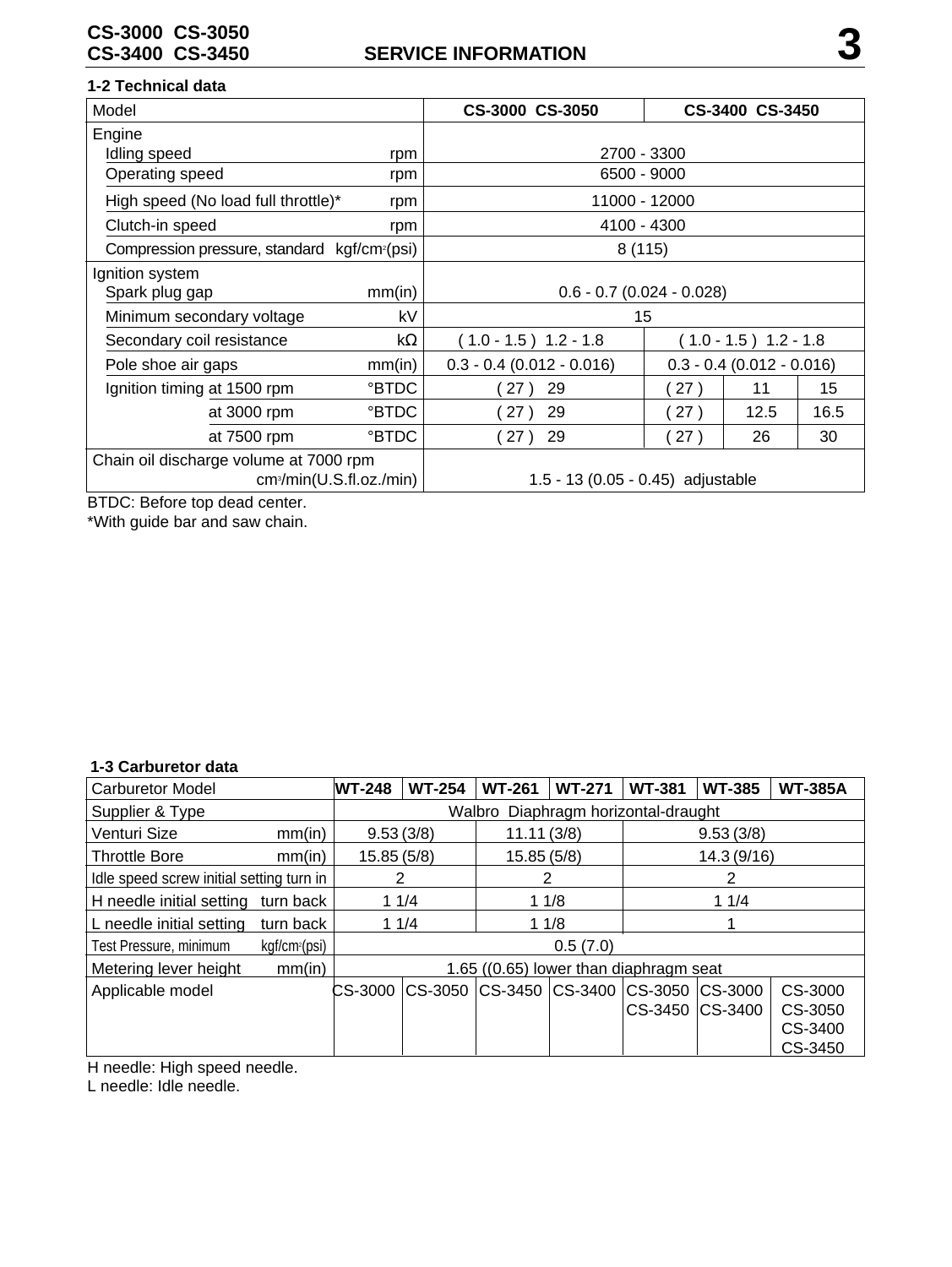## 1-2 Technical data

| Model | | CS-3000 CS-3050 | CS-3400 CS-3450 | | |
|---|---|---|---|---|---|
| **Engine** | | | | | |
| Idling speed | rpm | 2700 - 3300 | | | |
| Operating speed | rpm | 6500 - 9000 | | | |
| High speed (No load full throttle)* | rpm | 11000 - 12000 | | | |
| Clutch-in speed | rpm | 4100 - 4300 | | | |
| Compression pressure, standard | $kgf/cm^2$(psi) | 8 (115) | | | |
| **Ignition system** | | | | | |
| Spark plug gap | mm(in) | 0.6 - 0.7 (0.024 - 0.028) | | | |
| Minimum secondary voltage | kV | 15 | | | |
| Secondary coil resistance | kΩ | ( 1.0 - 1.5 ) 1.2 - 1.8 | ( 1.0 - 1.5 ) 1.2 - 1.8 | | |
| Pole shoe air gaps | mm(in) | 0.3 - 0.4 (0.012 - 0.016) | 0.3 - 0.4 (0.012 - 0.016) | | |
| Ignition timing at 1500 rpm | °BTDC | ( 27 ) 29 | ( 27 ) | 11 | 15 |
| at 3000 rpm | °BTDC | ( 27 ) 29 | ( 27 ) | 12.5 | 16.5 |
| at 7500 rpm | °BTDC | ( 27 ) 29 | ( 27 ) | 26 | 30 |
| Chain oil discharge volume at 7000 rpm | $cm^3$/min(U.S.fl.oz./min) | 1.5 - 13 (0.05 - 0.45) adjustable | | | |

BTDC: Before top dead center.
*With guide bar and saw chain.

## 1-3 Carburetor data

| Carburetor Model | | WT-248 | WT-254 | WT-261 | WT-271 | WT-381 | WT-385 | WT-385A |
|---|---|---|---|---|---|---|---|---|
| Supplier & Type | | Walbro Diaphragm horizontal-draught | | | | | | |
| Venturi Size | mm(in) | 9.53 (3/8) | | 11.11 (3/8) | | 9.53 (3/8) | | |
| Throttle Bore | mm(in) | 15.85 (5/8) | | 15.85 (5/8) | | 14.3 (9/16) | | |
| Idle speed screw initial setting | turn in | 2 | | 2 | | 2 | | |
| H needle initial setting | turn back | 1 1/4 | | 1 1/8 | | 1 1/4 | | |
| L needle initial setting | turn back | 1 1/4 | | 1 1/8 | | 1 | | |
| Test Pressure, minimum | $kgf/cm^2$(psi) | 0.5 (7.0) | | | | | | |
| Metering lever height | mm(in) | 1.65 ((0.65) lower than diaphragm seat | | | | | | |
| Applicable model | | CS-3000 | CS-3050 | CS-3450 | CS-3400 | CS-3050 CS-3450 | CS-3000 CS-3400 | CS-3000 CS-3050 CS-3400 CS-3450 |

H needle: High speed needle.
L needle: Idle needle.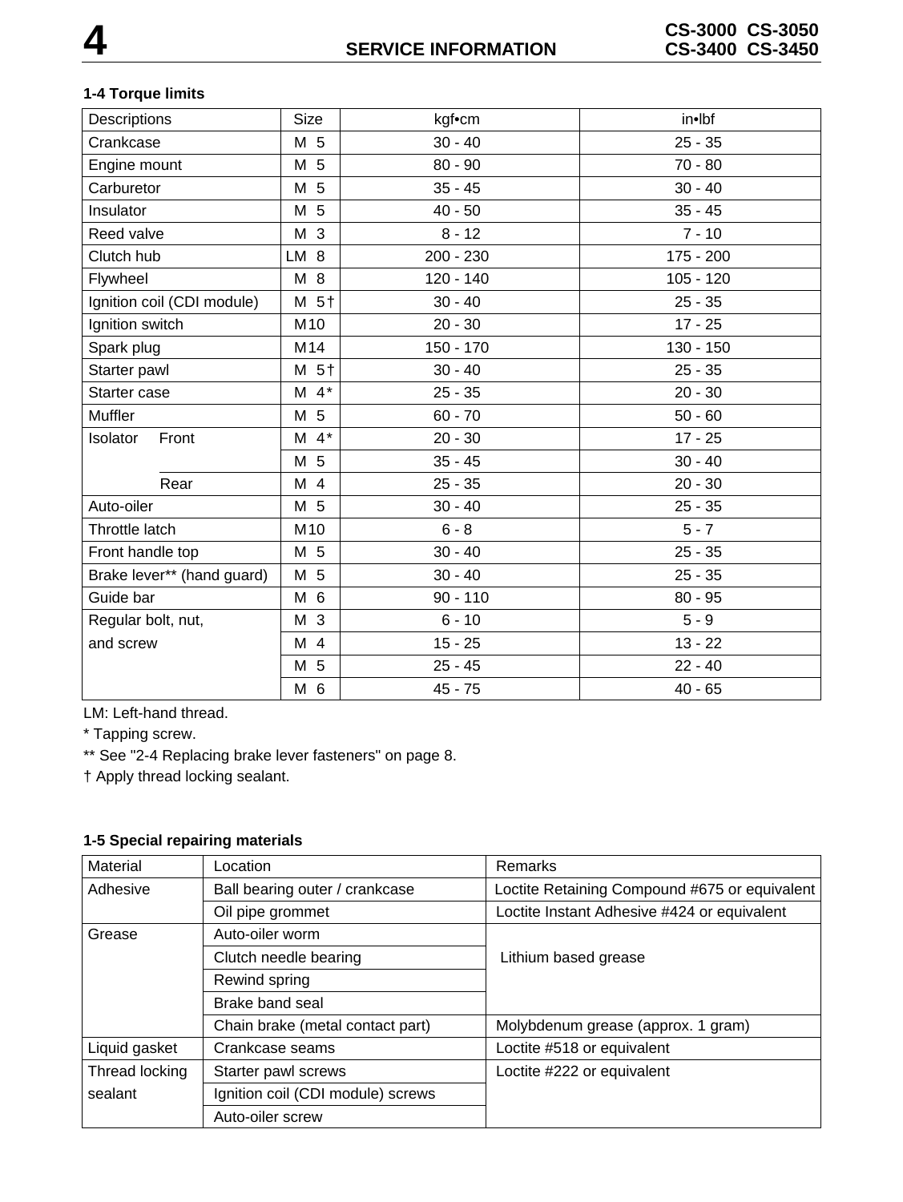### 1-4 Torque limits

| Descriptions | | Size | kgf•cm | in•lbf |
|---|---|---|---|---|
| Crankcase | | M 5 | 30 - 40 | 25 - 35 |
| Engine mount | | M 5 | 80 - 90 | 70 - 80 |
| Carburetor | | M 5 | 35 - 45 | 30 - 40 |
| Insulator | | M 5 | 40 - 50 | 35 - 45 |
| Reed valve | | M 3 | 8 - 12 | 7 - 10 |
| Clutch hub | | LM 8 | 200 - 230 | 175 - 200 |
| Flywheel | | M 8 | 120 - 140 | 105 - 120 |
| Ignition coil (CDI module) | | M 5† | 30 - 40 | 25 - 35 |
| Ignition switch | | M10 | 20 - 30 | 17 - 25 |
| Spark plug | | M14 | 150 - 170 | 130 - 150 |
| Starter pawl | | M 5† | 30 - 40 | 25 - 35 |
| Starter case | | M 4* | 25 - 35 | 20 - 30 |
| Muffler | | M 5 | 60 - 70 | 50 - 60 |
| Isolator | Front | M 4* | 20 - 30 | 17 - 25 |
| | | M 5 | 35 - 45 | 30 - 40 |
| | Rear | M 4 | 25 - 35 | 20 - 30 |
| Auto-oiler | | M 5 | 30 - 40 | 25 - 35 |
| Throttle latch | | M10 | 6 - 8 | 5 - 7 |
| Front handle top | | M 5 | 30 - 40 | 25 - 35 |
| Brake lever** (hand guard) | | M 5 | 30 - 40 | 25 - 35 |
| Guide bar | | M 6 | 90 - 110 | 80 - 95 |
| Regular bolt, nut, and screw | | M 3 | 6 - 10 | 5 - 9 |
| | | M 4 | 15 - 25 | 13 - 22 |
| | | M 5 | 25 - 45 | 22 - 40 |
| | | M 6 | 45 - 75 | 40 - 65 |

LM: Left-hand thread.

* Tapping screw.

** See "2-4 Replacing brake lever fasteners" on page 8.

† Apply thread locking sealant.

### 1-5 Special repairing materials

| Material | Location | Remarks |
|---|---|---|
| Adhesive | Ball bearing outer / crankcase | Loctite Retaining Compound #675 or equivalent |
| | Oil pipe grommet | Loctite Instant Adhesive #424 or equivalent |
| Grease | Auto-oiler worm | Lithium based grease |
| | Clutch needle bearing | |
| | Rewind spring | |
| | Brake band seal | |
| | Chain brake (metal contact part) | Molybdenum grease (approx. 1 gram) |
| Liquid gasket | Crankcase seams | Loctite #518 or equivalent |
| Thread locking sealant | Starter pawl screws | Loctite #222 or equivalent |
| | Ignition coil (CDI module) screws | |
| | Auto-oiler screw | |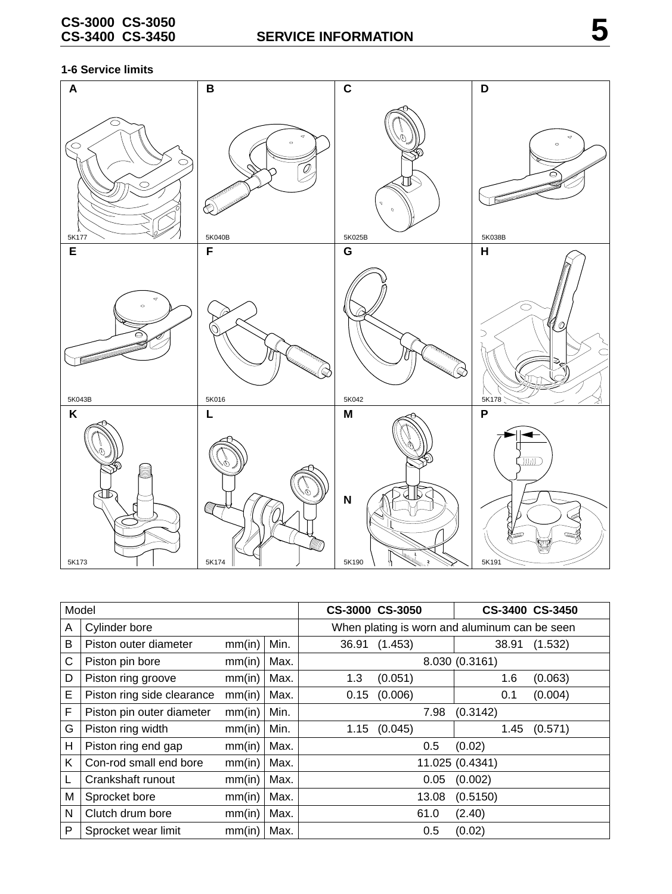## 1-6 Service limits

| A | B | C | D |
|---|---|---|---|
| 5K177 | 5K040B | 5K025B | 5K038B |
| **E** | **F** | **G** | **H** |
| 5K043B | 5K016 | 5K042 | 5K178 |
| **K** | **L** | **M** / **N** | **P** |
| 5K173 | 5K174 | 5K190 | 5K191 |

| Model | | | | CS-3000 CS-3050 | CS-3400 CS-3450 |
|---|---|---|---|---|---|
| A | Cylinder bore | | | When plating is worn and aluminum can be seen | |
| B | Piston outer diameter | mm(in) | Min. | 36.91 (1.453) | 38.91 (1.532) |
| C | Piston pin bore | mm(in) | Max. | 8.030 (0.3161) | |
| D | Piston ring groove | mm(in) | Max. | 1.3 (0.051) | 1.6 (0.063) |
| E | Piston ring side clearance | mm(in) | Max. | 0.15 (0.006) | 0.1 (0.004) |
| F | Piston pin outer diameter | mm(in) | Min. | 7.98 (0.3142) | |
| G | Piston ring width | mm(in) | Min. | 1.15 (0.045) | 1.45 (0.571) |
| H | Piston ring end gap | mm(in) | Max. | 0.5 (0.02) | |
| K | Con-rod small end bore | mm(in) | Max. | 11.025 (0.4341) | |
| L | Crankshaft runout | mm(in) | Max. | 0.05 (0.002) | |
| M | Sprocket bore | mm(in) | Max. | 13.08 (0.5150) | |
| N | Clutch drum bore | mm(in) | Max. | 61.0 (2.40) | |
| P | Sprocket wear limit | mm(in) | Max. | 0.5 (0.02) | |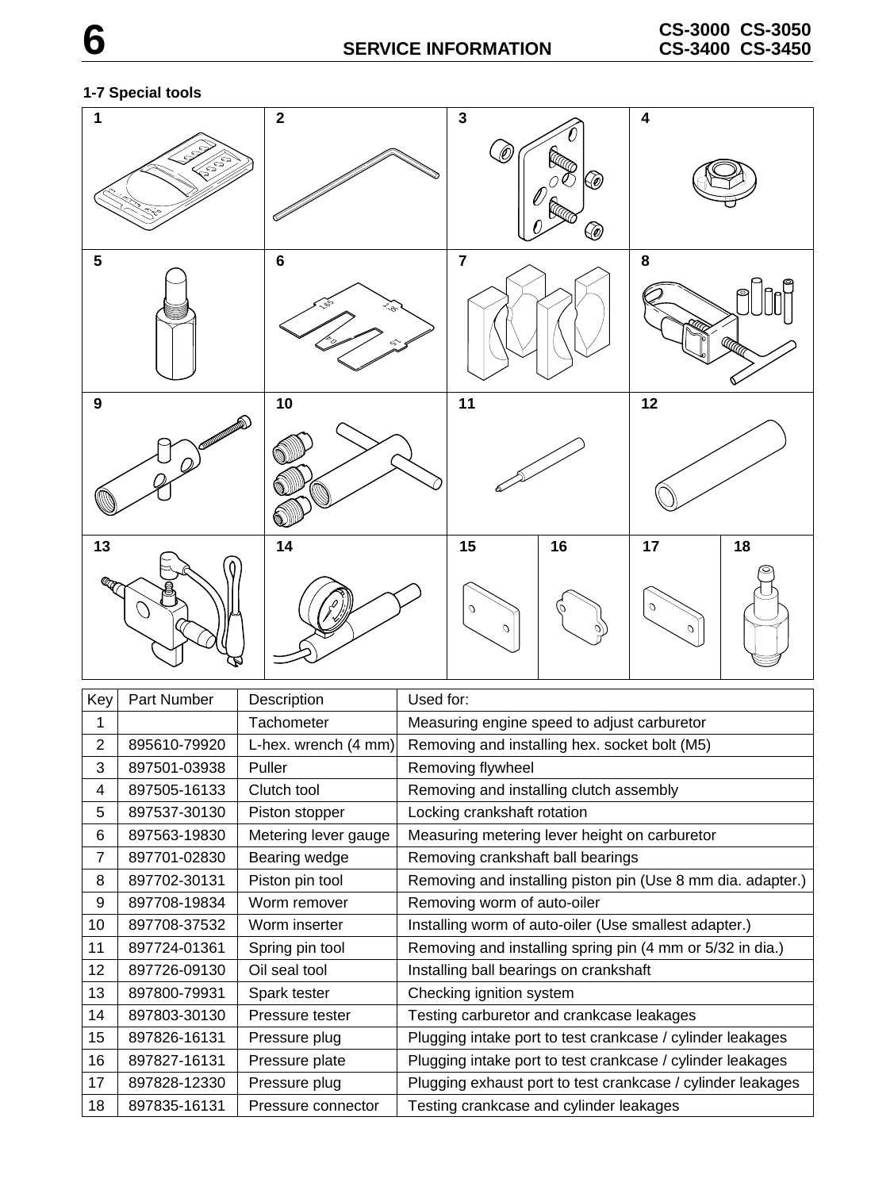### 1-7 Special tools

| Key | Part Number | Description | Used for: |
| --- | --- | --- | --- |
| 1 | | Tachometer | Measuring engine speed to adjust carburetor |
| 2 | 895610-79920 | L-hex. wrench (4 mm) | Removing and installing hex. socket bolt (M5) |
| 3 | 897501-03938 | Puller | Removing flywheel |
| 4 | 897505-16133 | Clutch tool | Removing and installing clutch assembly |
| 5 | 897537-30130 | Piston stopper | Locking crankshaft rotation |
| 6 | 897563-19830 | Metering lever gauge | Measuring metering lever height on carburetor |
| 7 | 897701-02830 | Bearing wedge | Removing crankshaft ball bearings |
| 8 | 897702-30131 | Piston pin tool | Removing and installing piston pin (Use 8 mm dia. adapter.) |
| 9 | 897708-19834 | Worm remover | Removing worm of auto-oiler |
| 10 | 897708-37532 | Worm inserter | Installing worm of auto-oiler (Use smallest adapter.) |
| 11 | 897724-01361 | Spring pin tool | Removing and installing spring pin (4 mm or 5/32 in dia.) |
| 12 | 897726-09130 | Oil seal tool | Installing ball bearings on crankshaft |
| 13 | 897800-79931 | Spark tester | Checking ignition system |
| 14 | 897803-30130 | Pressure tester | Testing carburetor and crankcase leakages |
| 15 | 897826-16131 | Pressure plug | Plugging intake port to test crankcase / cylinder leakages |
| 16 | 897827-16131 | Pressure plate | Plugging intake port to test crankcase / cylinder leakages |
| 17 | 897828-12330 | Pressure plug | Plugging exhaust port to test crankcase / cylinder leakages |
| 18 | 897835-16131 | Pressure connector | Testing crankcase and cylinder leakages |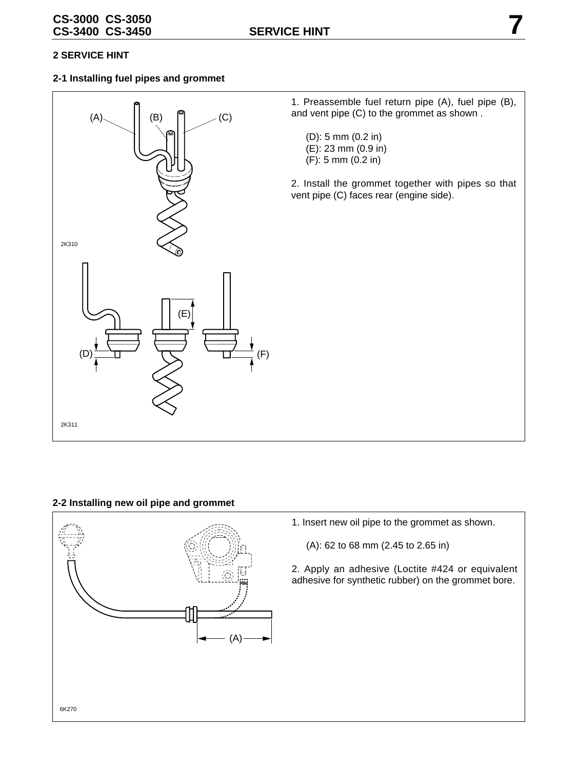## 2 SERVICE HINT

### 2-1 Installing fuel pipes and grommet

(A) (B) (C)

2K310

(E)

(D) (F)

2K311

1. Preassemble fuel return pipe (A), fuel pipe (B), and vent pipe (C) to the grommet as shown .

   (D): 5 mm (0.2 in)
   (E): 23 mm (0.9 in)
   (F): 5 mm (0.2 in)

2. Install the grommet together with pipes so that vent pipe (C) faces rear (engine side).

### 2-2 Installing new oil pipe and grommet

(A)

6K270

1. Insert new oil pipe to the grommet as shown.

   (A): 62 to 68 mm (2.45 to 2.65 in)

2. Apply an adhesive (Loctite #424 or equivalent adhesive for synthetic rubber) on the grommet bore.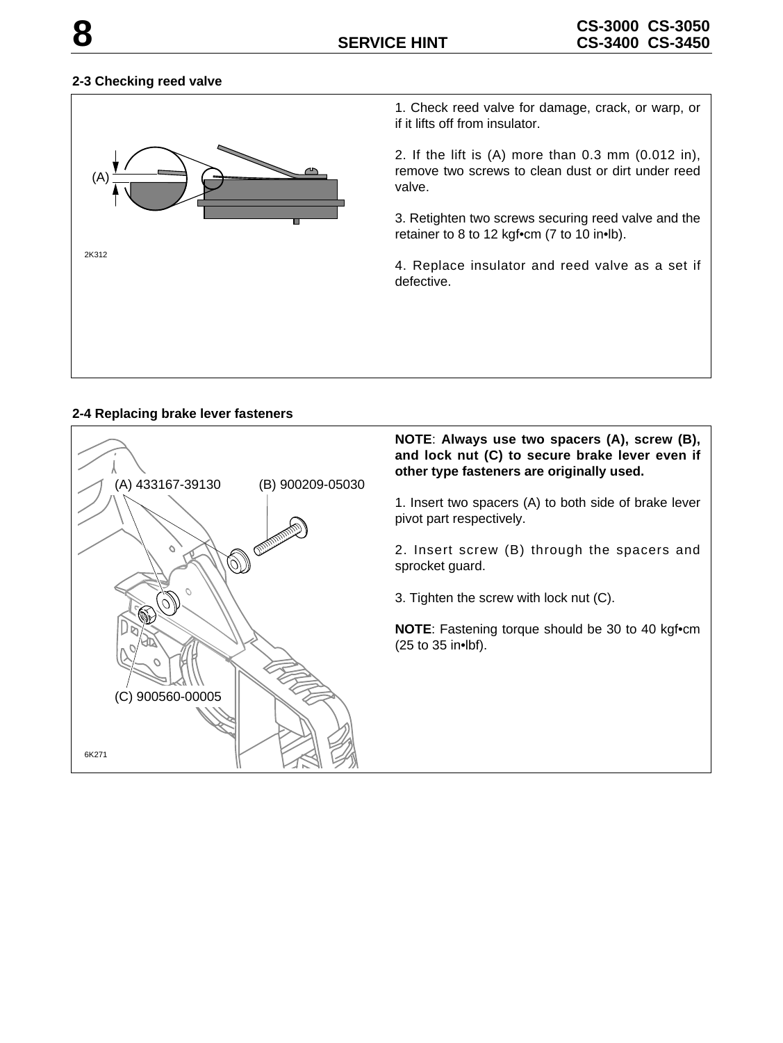## 2-3 Checking reed valve

(A)

2K312

1. Check reed valve for damage, crack, or warp, or if it lifts off from insulator.

2. If the lift is (A) more than 0.3 mm (0.012 in), remove two screws to clean dust or dirt under reed valve.

3. Retighten two screws securing reed valve and the retainer to 8 to 12 kgf•cm (7 to 10 in•lb).

4. Replace insulator and reed valve as a set if defective.

## 2-4 Replacing brake lever fasteners

(A) 433167-39130

(B) 900209-05030

(C) 900560-00005

6K271

**NOTE**: **Always use two spacers (A), screw (B), and lock nut (C) to secure brake lever even if other type fasteners are originally used.**

1. Insert two spacers (A) to both side of brake lever pivot part respectively.

2. Insert screw (B) through the spacers and sprocket guard.

3. Tighten the screw with lock nut (C).

**NOTE**: Fastening torque should be 30 to 40 kgf•cm (25 to 35 in•lbf).